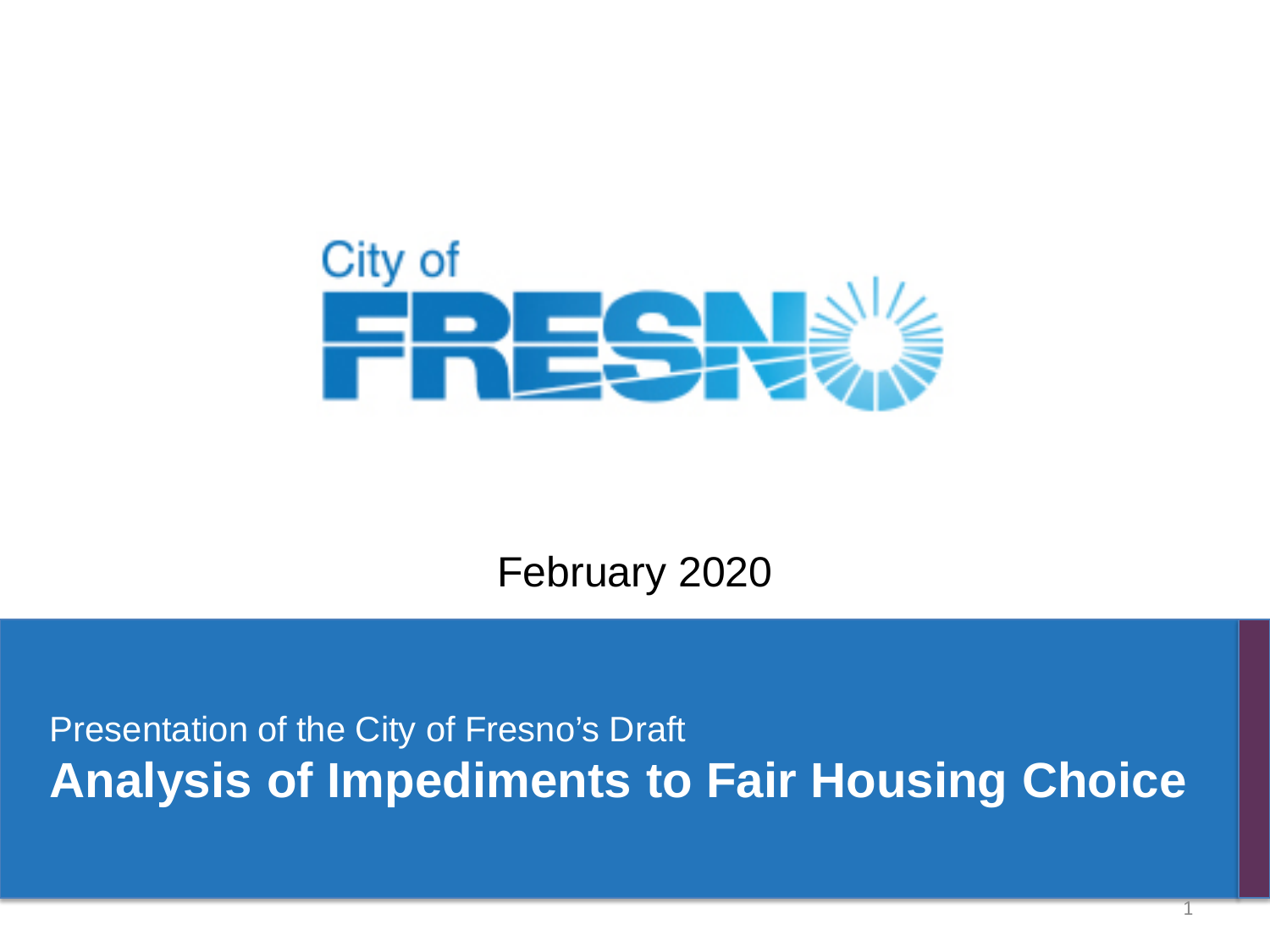City of FRESNO

February 2020

Presentation of the City of Fresno's Draft

# Analysis of Impediments to Fair Housing Choice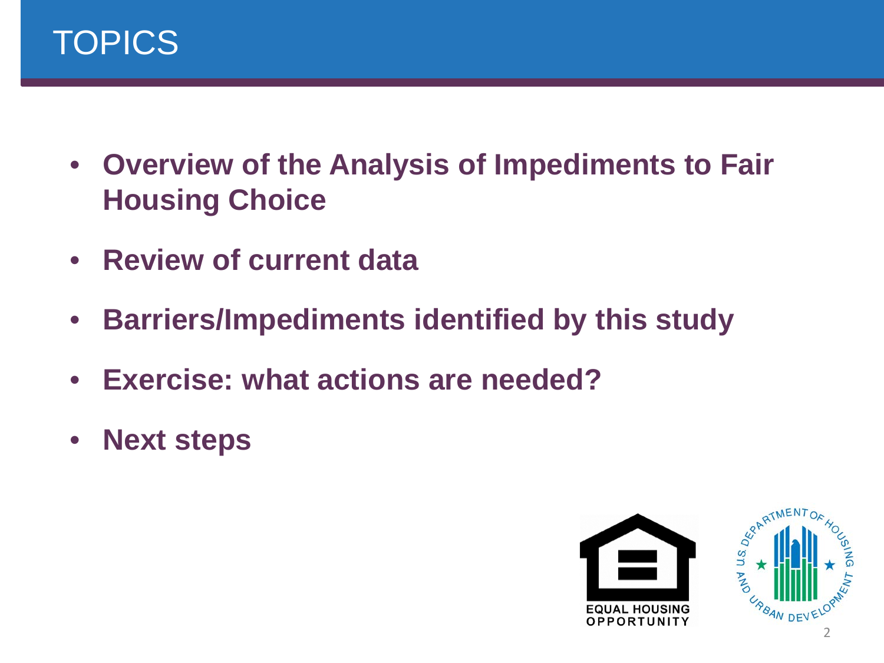# TOPICS

- **Overview of the Analysis of Impediments to Fair Housing Choice**
- **Review of current data**
- **Barriers/Impediments identified by this study**
- **Exercise: what actions are needed?**
- **Next steps**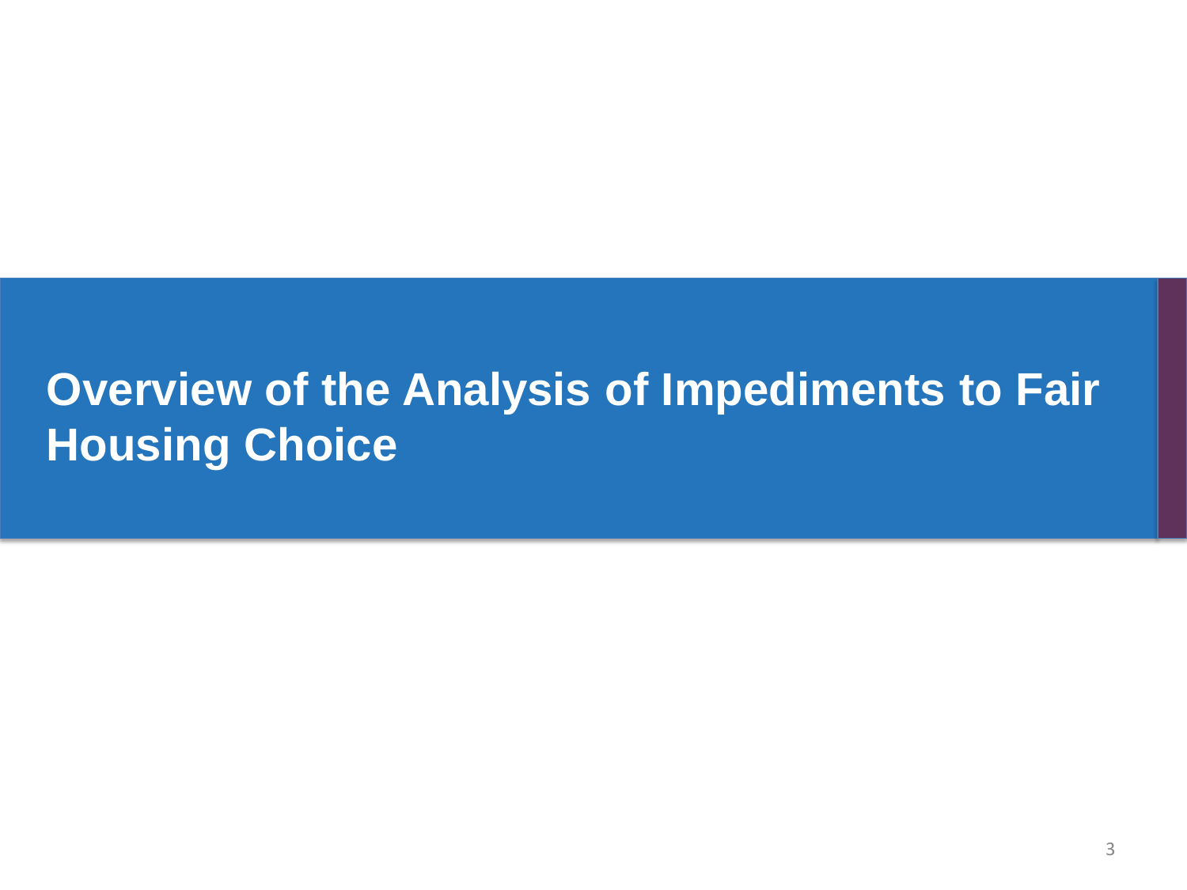# Overview of the Analysis of Impediments to Fair Housing Choice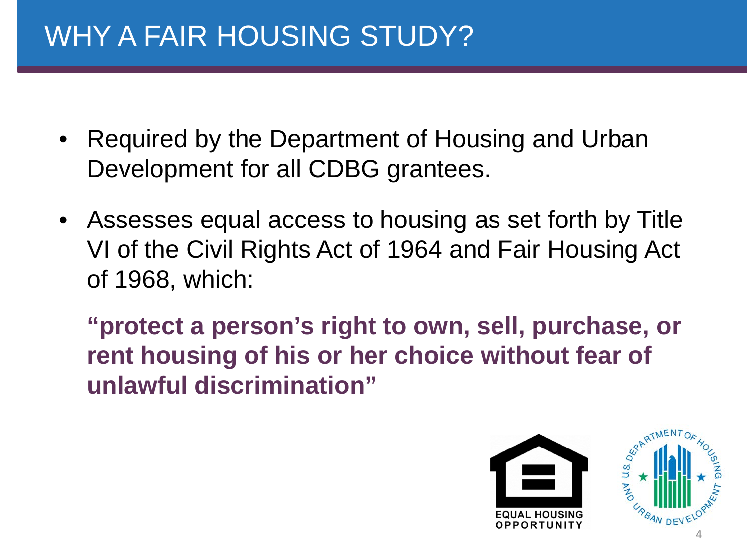# WHY A FAIR HOUSING STUDY?

- Required by the Department of Housing and Urban Development for all CDBG grantees.
- Assesses equal access to housing as set forth by Title VI of the Civil Rights Act of 1964 and Fair Housing Act of 1968, which:

  **"protect a person's right to own, sell, purchase, or rent housing of his or her choice without fear of unlawful discrimination"**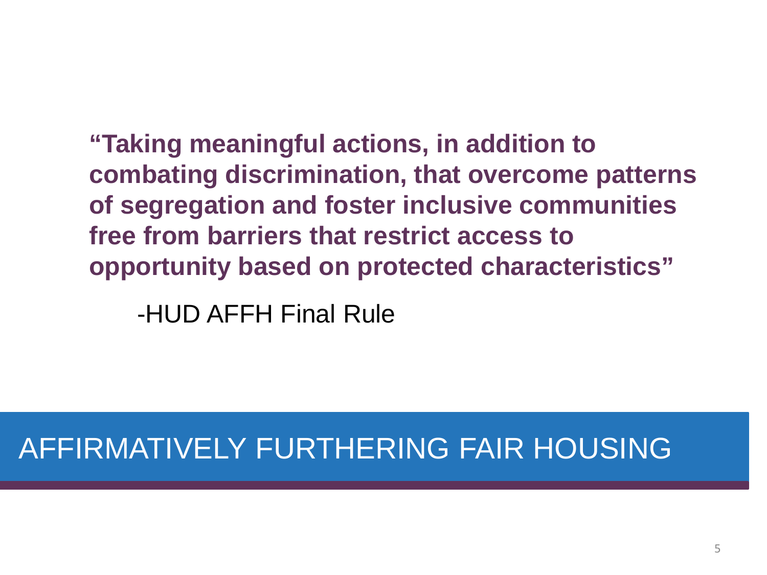# AFFIRMATIVELY FURTHERING FAIR HOUSING

**"Taking meaningful actions, in addition to combating discrimination, that overcome patterns of segregation and foster inclusive communities free from barriers that restrict access to opportunity based on protected characteristics"**

-HUD AFFH Final Rule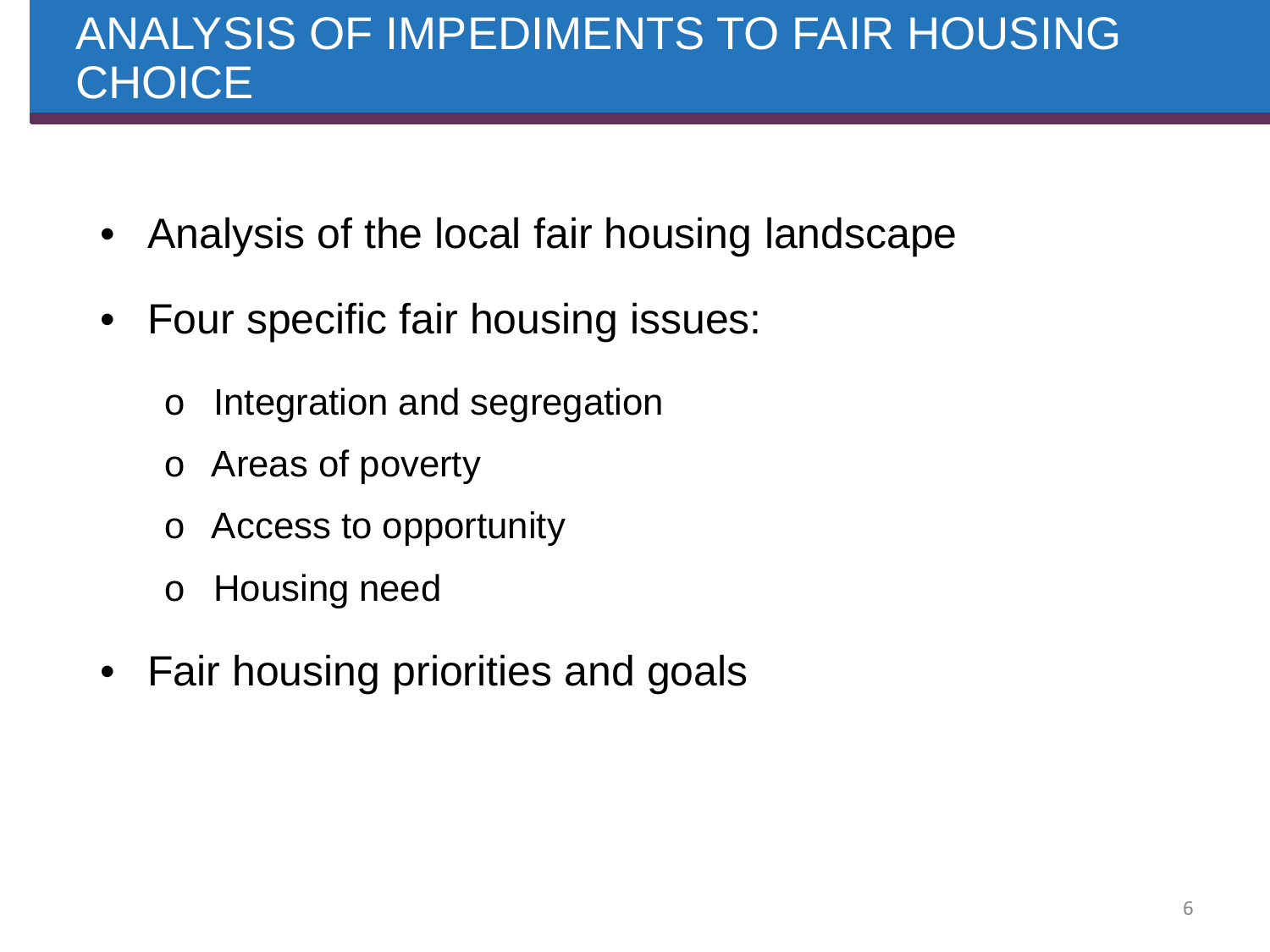# ANALYSIS OF IMPEDIMENTS TO FAIR HOUSING CHOICE

- Analysis of the local fair housing landscape
- Four specific fair housing issues:
  - Integration and segregation
  - Areas of poverty
  - Access to opportunity
  - Housing need
- Fair housing priorities and goals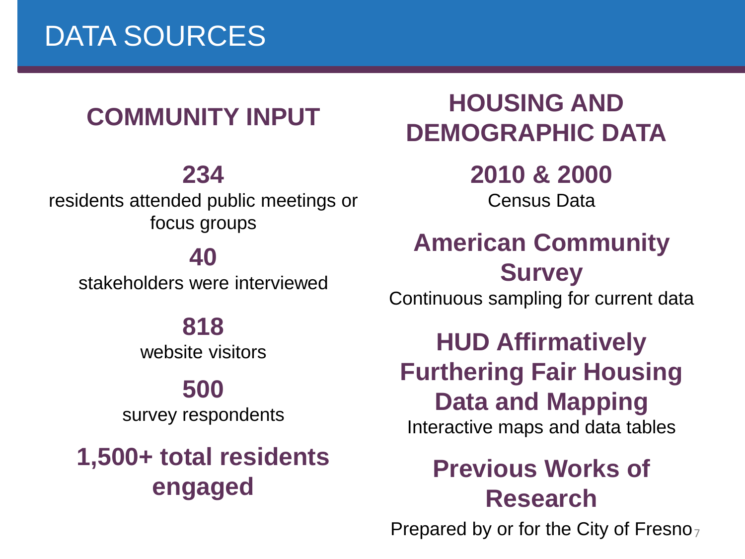# DATA SOURCES

## COMMUNITY INPUT

**234**
residents attended public meetings or focus groups

**40**
stakeholders were interviewed

**818**
website visitors

**500**
survey respondents

**1,500+ total residents engaged**

## HOUSING AND DEMOGRAPHIC DATA

**2010 & 2000**
Census Data

**American Community Survey**
Continuous sampling for current data

**HUD Affirmatively Furthering Fair Housing Data and Mapping**
Interactive maps and data tables

**Previous Works of Research**
Prepared by or for the City of Fresno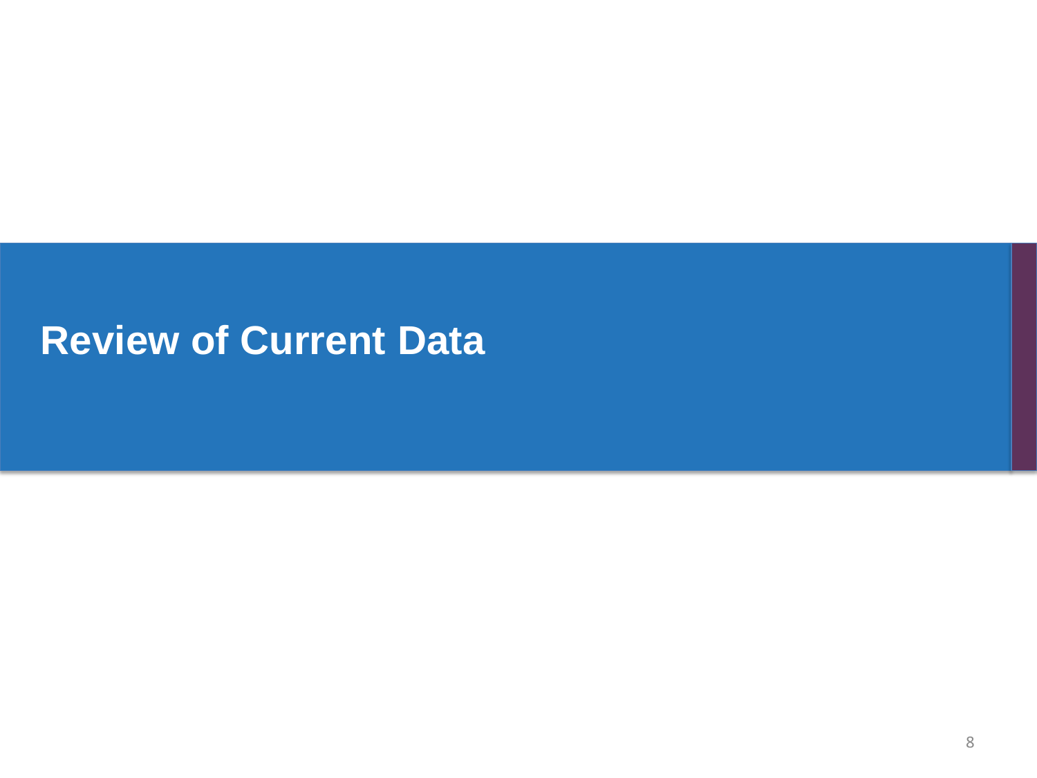# Review of Current Data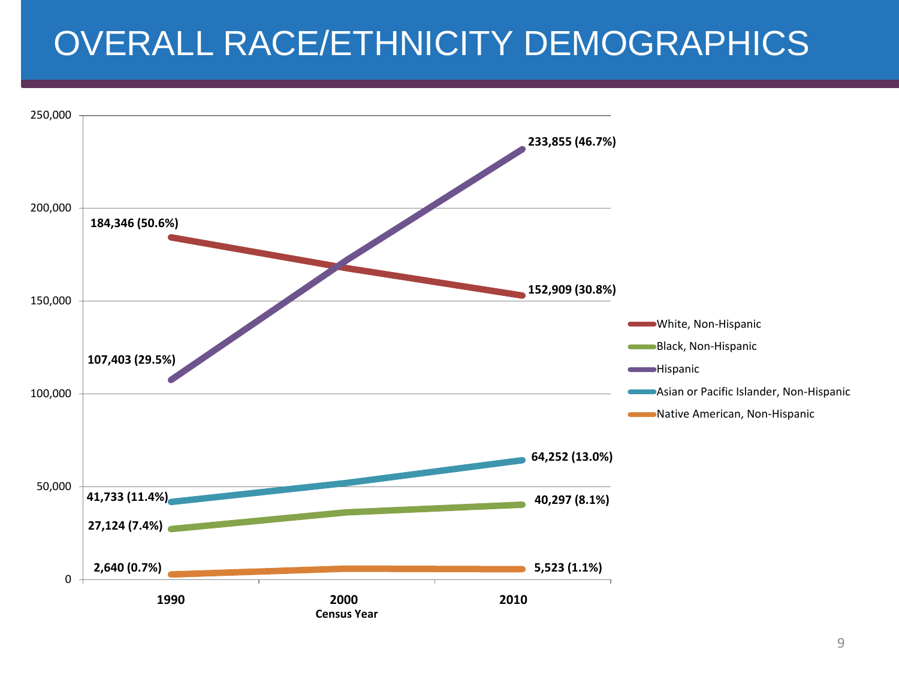# OVERALL RACE/ETHNICITY DEMOGRAPHICS

| Race/Ethnicity | 1990 | 2010 |
|---|---|---|
| White, Non-Hispanic | 184,346 (50.6%) | 152,909 (30.8%) |
| Black, Non-Hispanic | 27,124 (7.4%) | 40,297 (8.1%) |
| Hispanic | 107,403 (29.5%) | 233,855 (46.7%) |
| Asian or Pacific Islander, Non-Hispanic | 41,733 (11.4%) | 64,252 (13.0%) |
| Native American, Non-Hispanic | 2,640 (0.7%) | 5,523 (1.1%) |

Census Year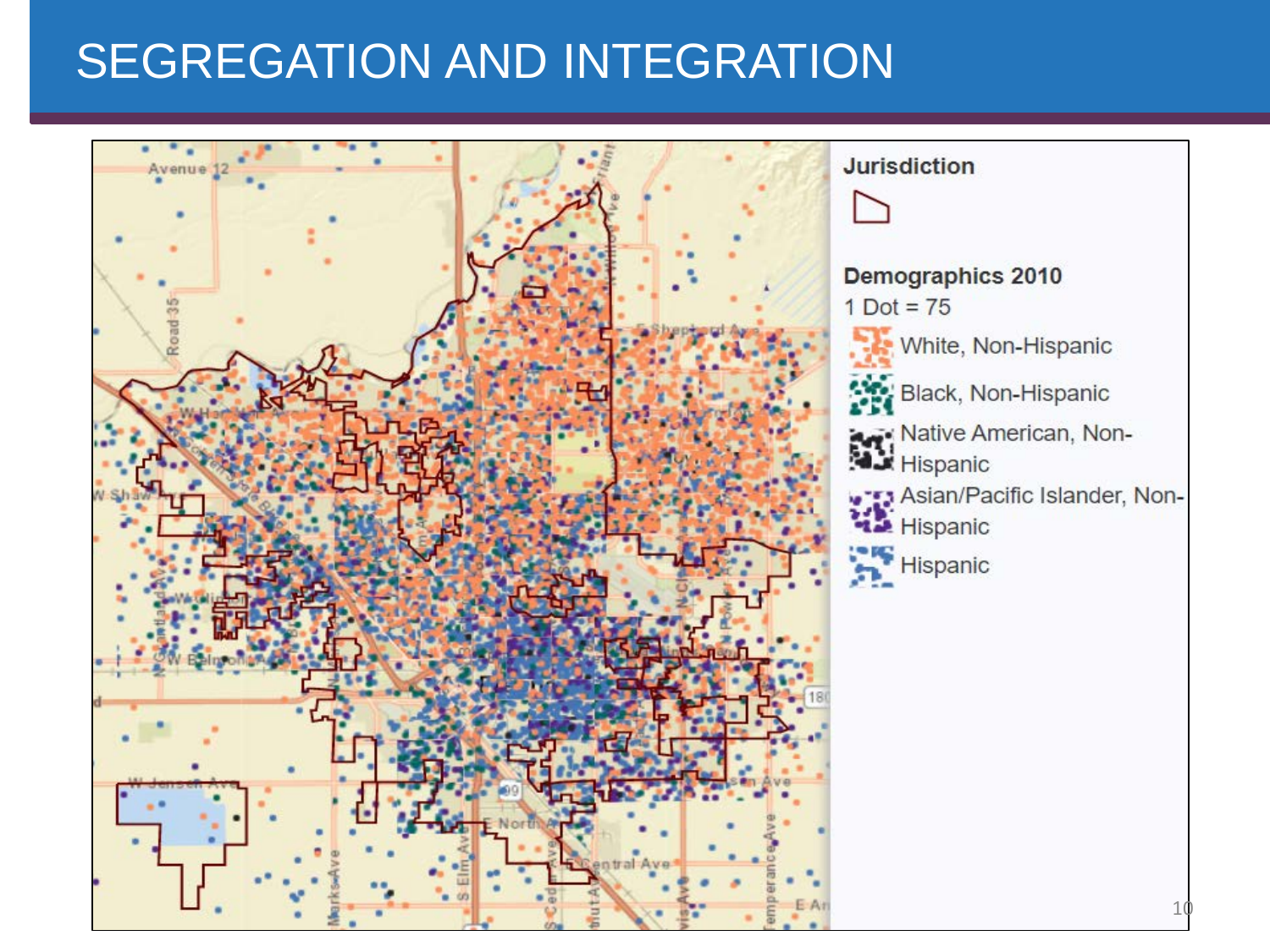# SEGREGATION AND INTEGRATION

**Jurisdiction**

**Demographics 2010**

1 Dot = 75

- White, Non-Hispanic
- Black, Non-Hispanic
- Native American, Non-Hispanic
- Asian/Pacific Islander, Non-Hispanic
- Hispanic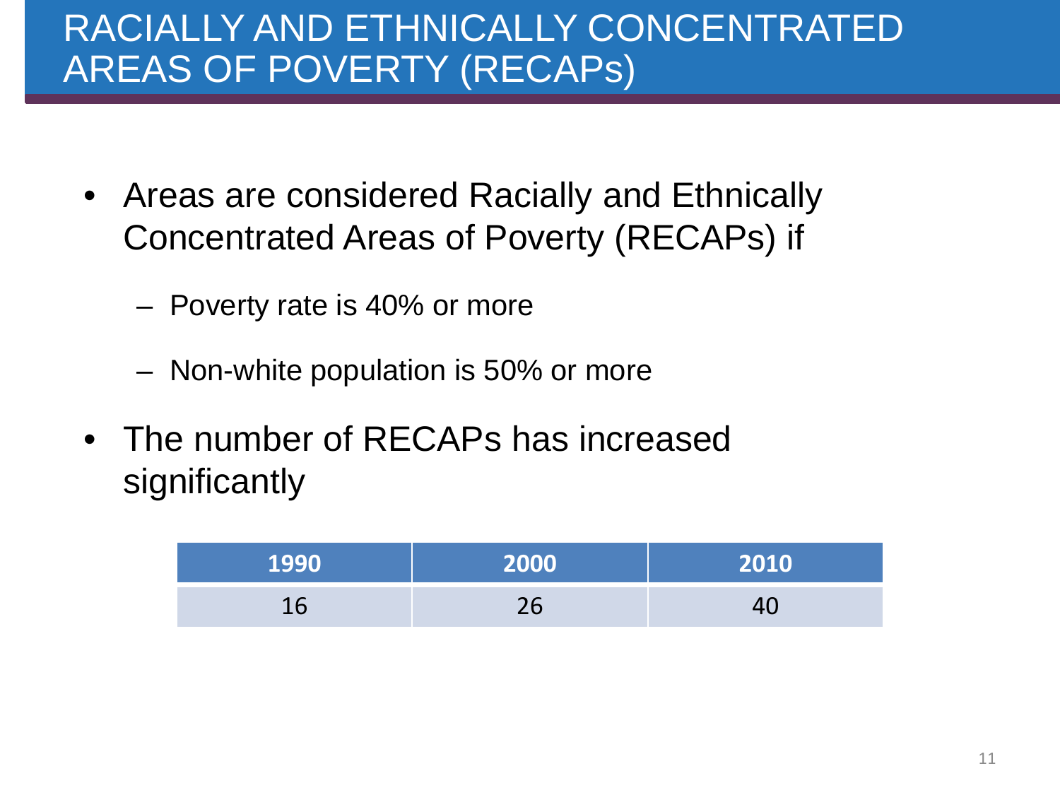# RACIALLY AND ETHNICALLY CONCENTRATED AREAS OF POVERTY (RECAPs)

- Areas are considered Racially and Ethnically Concentrated Areas of Poverty (RECAPs) if
  - Poverty rate is 40% or more
  - Non-white population is 50% or more
- The number of RECAPs has increased significantly

| 1990 | 2000 | 2010 |
|---|---|---|
| 16 | 26 | 40 |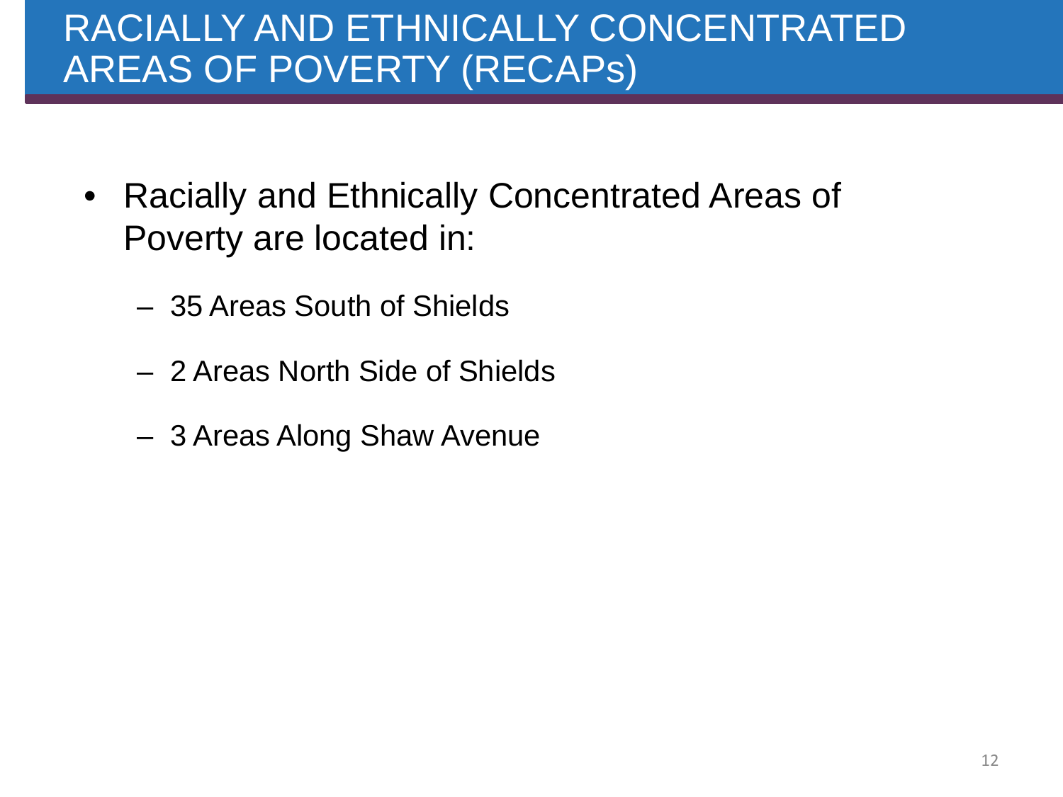# RACIALLY AND ETHNICALLY CONCENTRATED AREAS OF POVERTY (RECAPs)

- Racially and Ethnically Concentrated Areas of Poverty are located in:
  - 35 Areas South of Shields
  - 2 Areas North Side of Shields
  - 3 Areas Along Shaw Avenue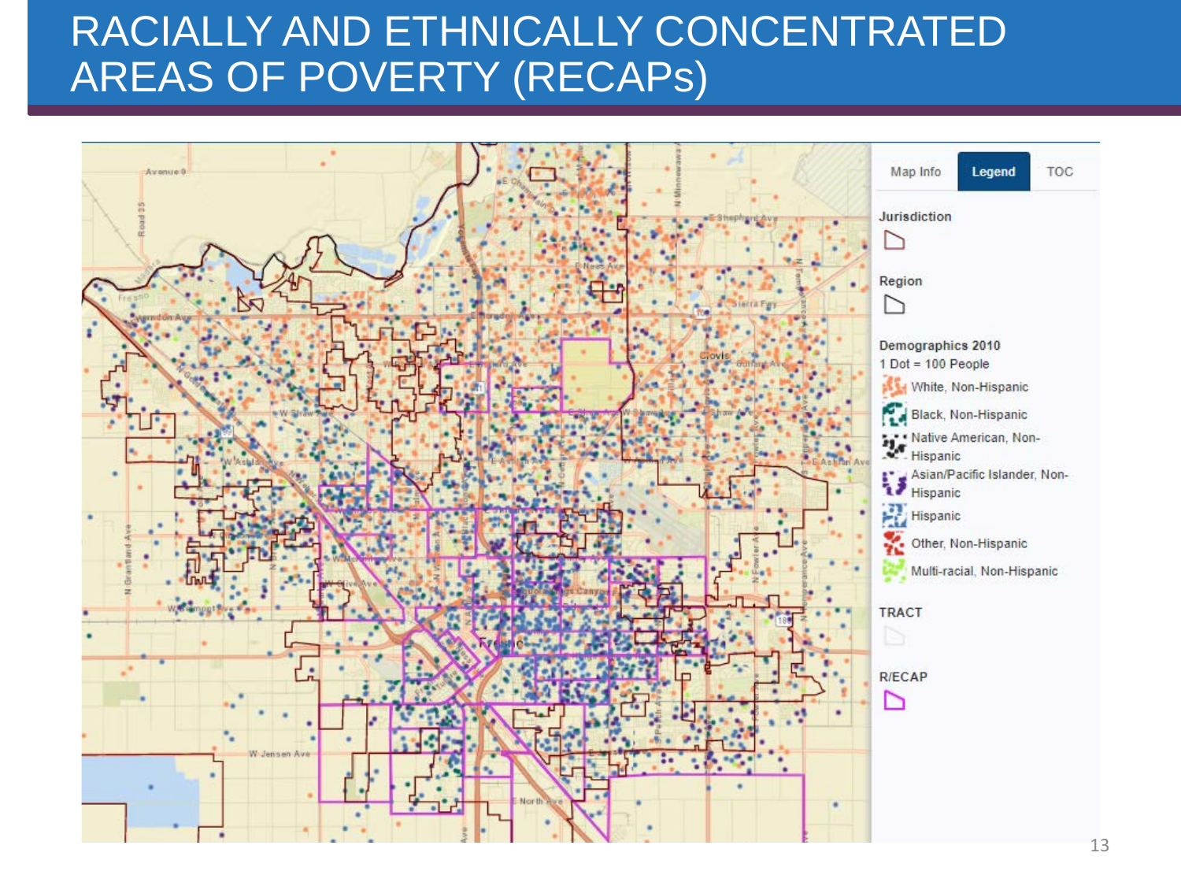# RACIALLY AND ETHNICALLY CONCENTRATED AREAS OF POVERTY (RECAPs)

Map Info | Legend | TOC

**Jurisdiction**

**Region**

**Demographics 2010**
1 Dot = 100 People

- White, Non-Hispanic
- Black, Non-Hispanic
- Native American, Non-Hispanic
- Asian/Pacific Islander, Non-Hispanic
- Hispanic
- Other, Non-Hispanic
- Multi-racial, Non-Hispanic

**TRACT**

**R/ECAP**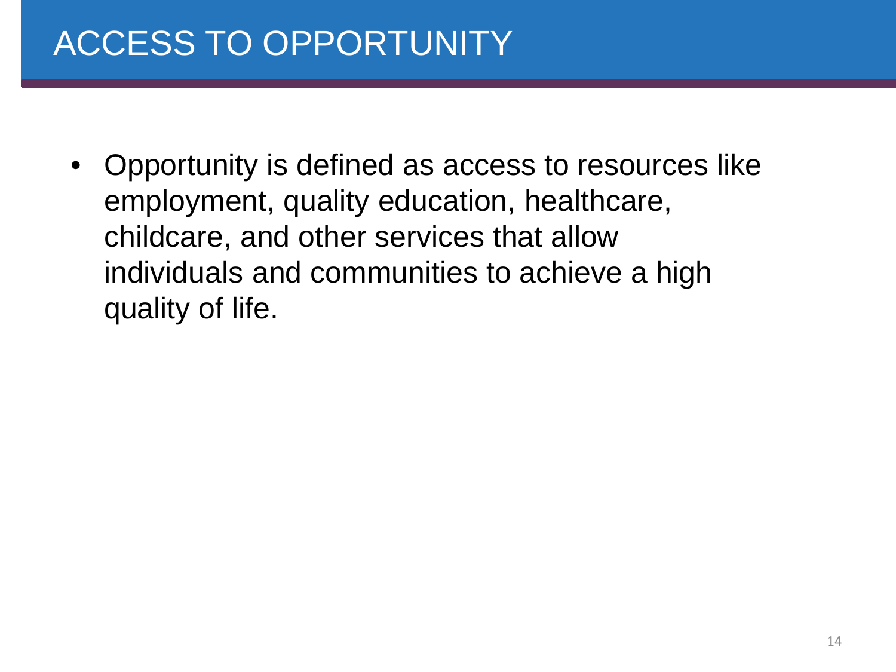# ACCESS TO OPPORTUNITY

- Opportunity is defined as access to resources like employment, quality education, healthcare, childcare, and other services that allow individuals and communities to achieve a high quality of life.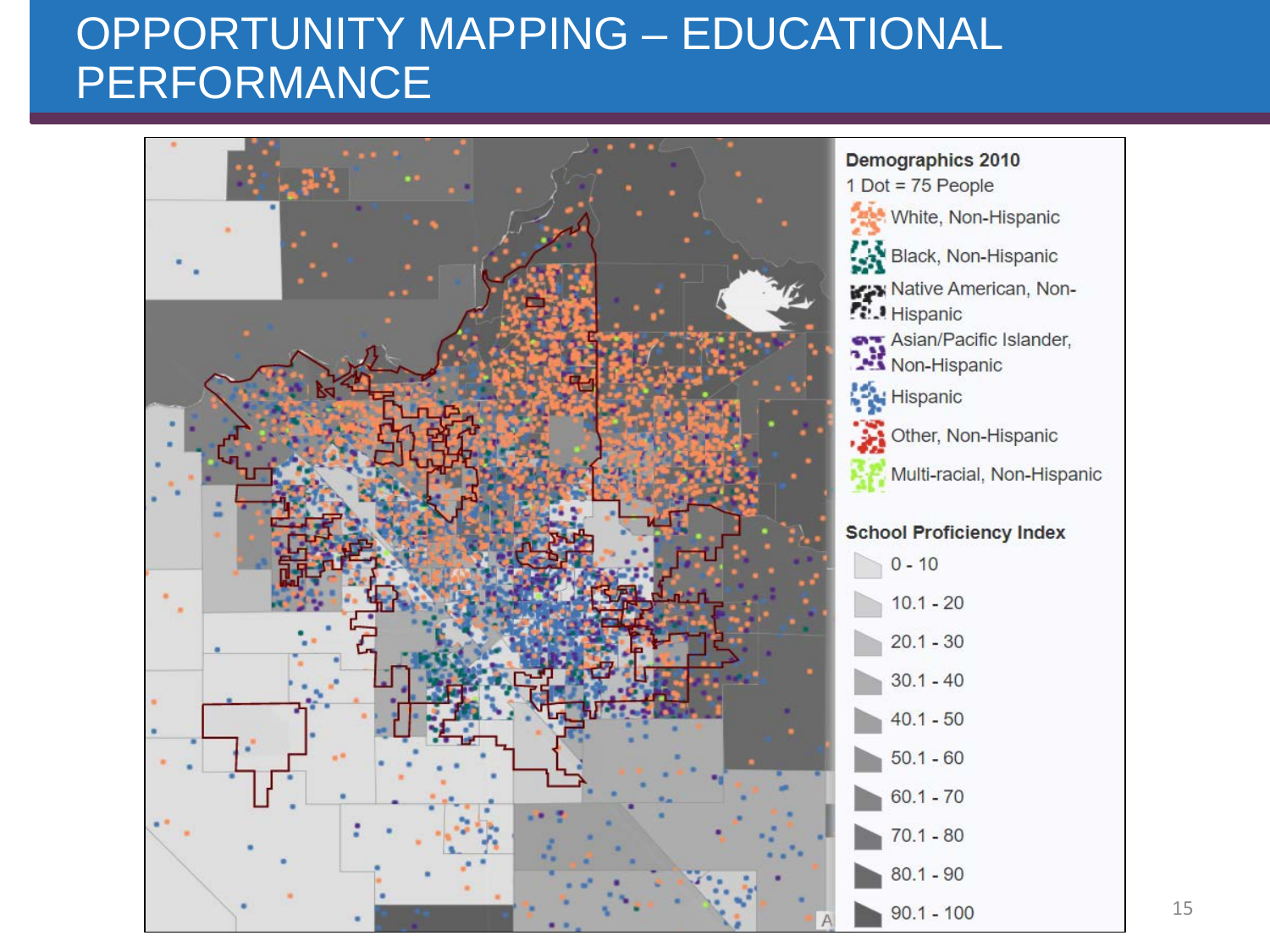# OPPORTUNITY MAPPING – EDUCATIONAL PERFORMANCE

**Demographics 2010**

1 Dot = 75 People

- White, Non-Hispanic
- Black, Non-Hispanic
- Native American, Non-Hispanic
- Asian/Pacific Islander, Non-Hispanic
- Hispanic
- Other, Non-Hispanic
- Multi-racial, Non-Hispanic

**School Proficiency Index**

- 0 - 10
- 10.1 - 20
- 20.1 - 30
- 30.1 - 40
- 40.1 - 50
- 50.1 - 60
- 60.1 - 70
- 70.1 - 80
- 80.1 - 90
- 90.1 - 100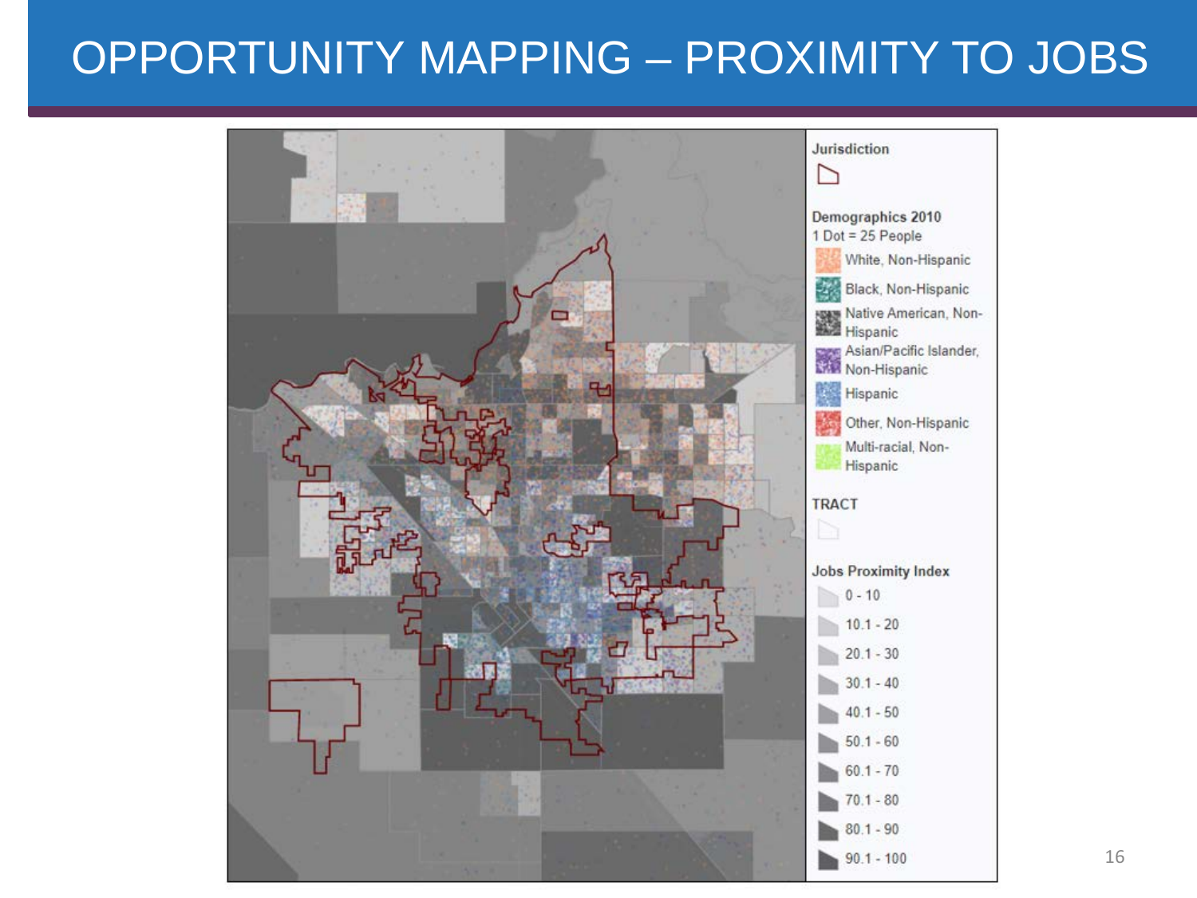# OPPORTUNITY MAPPING – PROXIMITY TO JOBS

**Jurisdiction**

**Demographics 2010**
1 Dot = 25 People

- White, Non-Hispanic
- Black, Non-Hispanic
- Native American, Non-Hispanic
- Asian/Pacific Islander, Non-Hispanic
- Hispanic
- Other, Non-Hispanic
- Multi-racial, Non-Hispanic

**TRACT**

**Jobs Proximity Index**

- 0 - 10
- 10.1 - 20
- 20.1 - 30
- 30.1 - 40
- 40.1 - 50
- 50.1 - 60
- 60.1 - 70
- 70.1 - 80
- 80.1 - 90
- 90.1 - 100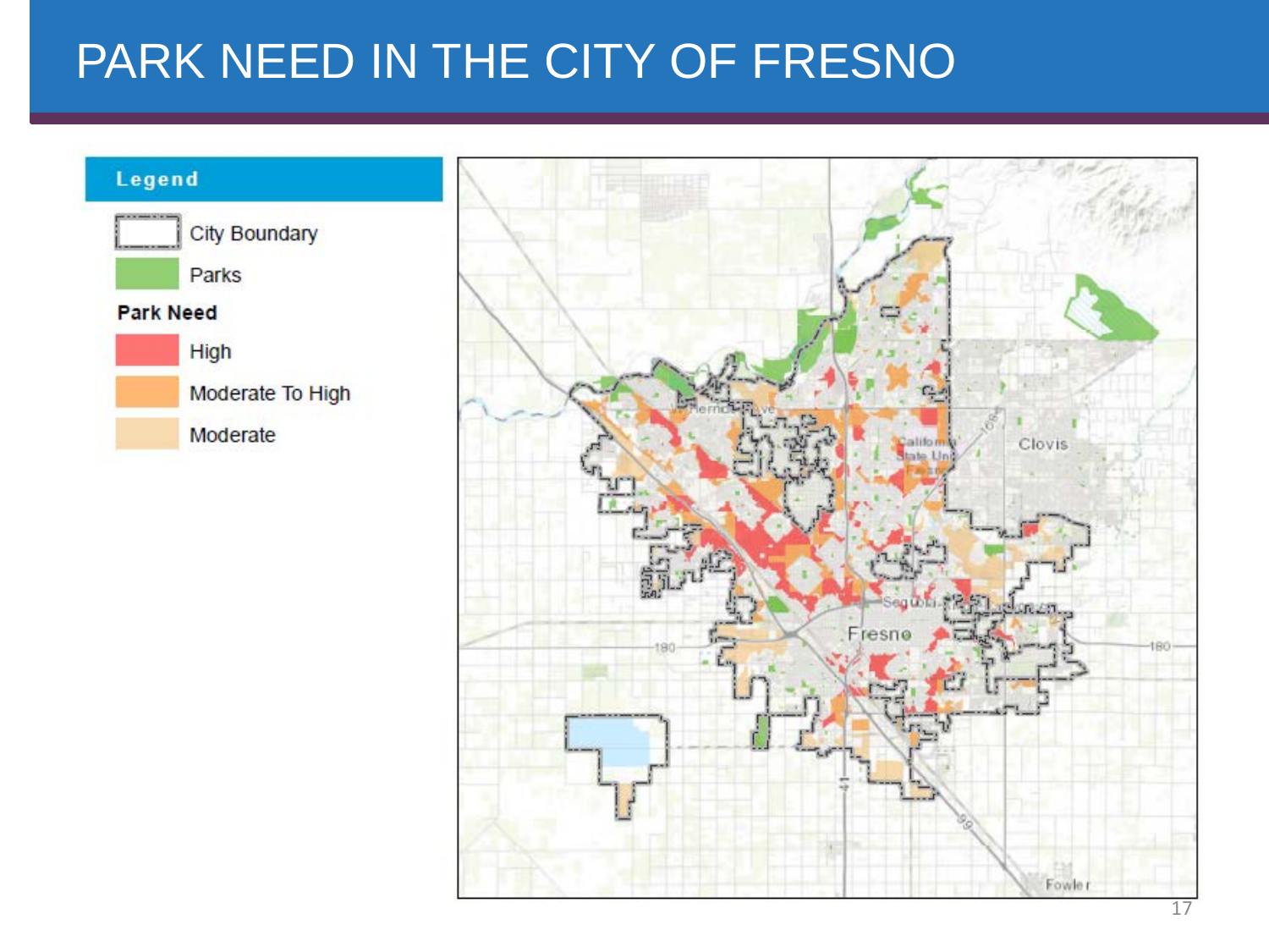# PARK NEED IN THE CITY OF FRESNO

**Legend**

- City Boundary
- Parks

**Park Need**

- High
- Moderate To High
- Moderate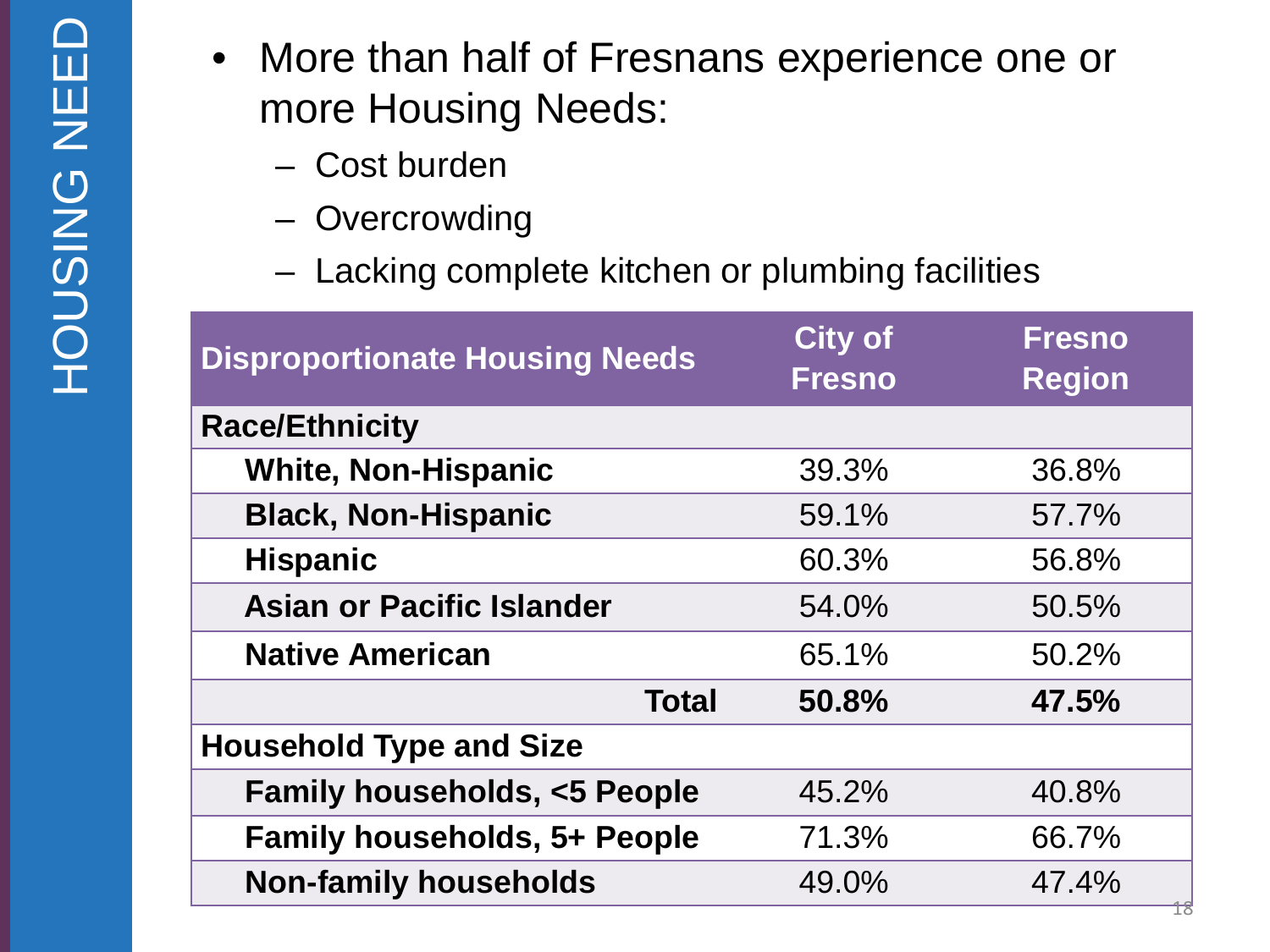# HOUSING NEED

- More than half of Fresnans experience one or more Housing Needs:
  - Cost burden
  - Overcrowding
  - Lacking complete kitchen or plumbing facilities

| Disproportionate Housing Needs | City of Fresno | Fresno Region |
|---|---|---|
| **Race/Ethnicity** | | |
| **White, Non-Hispanic** | 39.3% | 36.8% |
| **Black, Non-Hispanic** | 59.1% | 57.7% |
| **Hispanic** | 60.3% | 56.8% |
| **Asian or Pacific Islander** | 54.0% | 50.5% |
| **Native American** | 65.1% | 50.2% |
| **Total** | **50.8%** | **47.5%** |
| **Household Type and Size** | | |
| **Family households, <5 People** | 45.2% | 40.8% |
| **Family households, 5+ People** | 71.3% | 66.7% |
| **Non-family households** | 49.0% | 47.4% |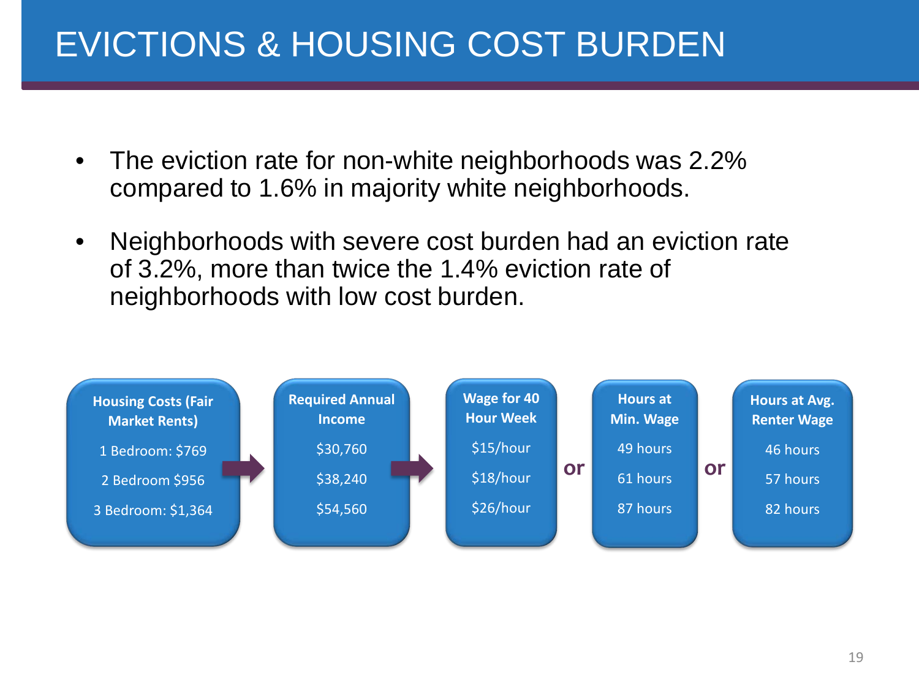# EVICTIONS & HOUSING COST BURDEN

- The eviction rate for non-white neighborhoods was 2.2% compared to 1.6% in majority white neighborhoods.
- Neighborhoods with severe cost burden had an eviction rate of 3.2%, more than twice the 1.4% eviction rate of neighborhoods with low cost burden.

| Housing Costs (Fair Market Rents) | → | Required Annual Income | → | Wage for 40 Hour Week | or | Hours at Min. Wage | or | Hours at Avg. Renter Wage |
|---|---|---|---|---|---|---|---|---|
| 1 Bedroom: $769 | | $30,760 | | $15/hour | | 49 hours | | 46 hours |
| 2 Bedroom $956 | | $38,240 | | $18/hour | | 61 hours | | 57 hours |
| 3 Bedroom: $1,364 | | $54,560 | | $26/hour | | 87 hours | | 82 hours |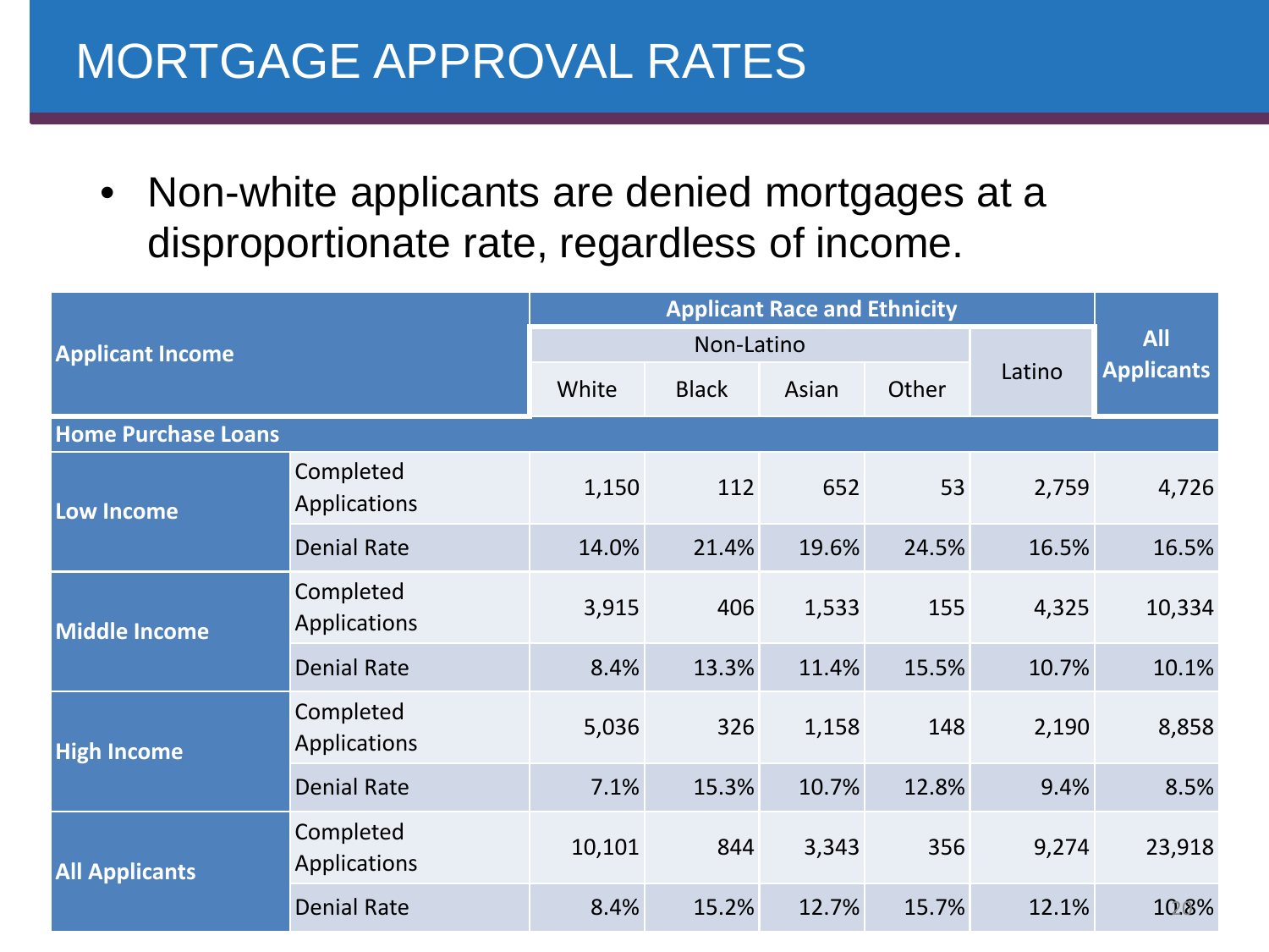# MORTGAGE APPROVAL RATES

- Non-white applicants are denied mortgages at a disproportionate rate, regardless of income.

| Applicant Income | | Applicant Race and Ethnicity | | | | | All Applicants |
|---|---|---|---|---|---|---|---|
| | | Non-Latino | | | | Latino | |
| | | White | Black | Asian | Other | | |
| **Home Purchase Loans** | | | | | | | |
| **Low Income** | Completed Applications | 1,150 | 112 | 652 | 53 | 2,759 | 4,726 |
| | Denial Rate | 14.0% | 21.4% | 19.6% | 24.5% | 16.5% | 16.5% |
| **Middle Income** | Completed Applications | 3,915 | 406 | 1,533 | 155 | 4,325 | 10,334 |
| | Denial Rate | 8.4% | 13.3% | 11.4% | 15.5% | 10.7% | 10.1% |
| **High Income** | Completed Applications | 5,036 | 326 | 1,158 | 148 | 2,190 | 8,858 |
| | Denial Rate | 7.1% | 15.3% | 10.7% | 12.8% | 9.4% | 8.5% |
| **All Applicants** | Completed Applications | 10,101 | 844 | 3,343 | 356 | 9,274 | 23,918 |
| | Denial Rate | 8.4% | 15.2% | 12.7% | 15.7% | 12.1% | 10.8% |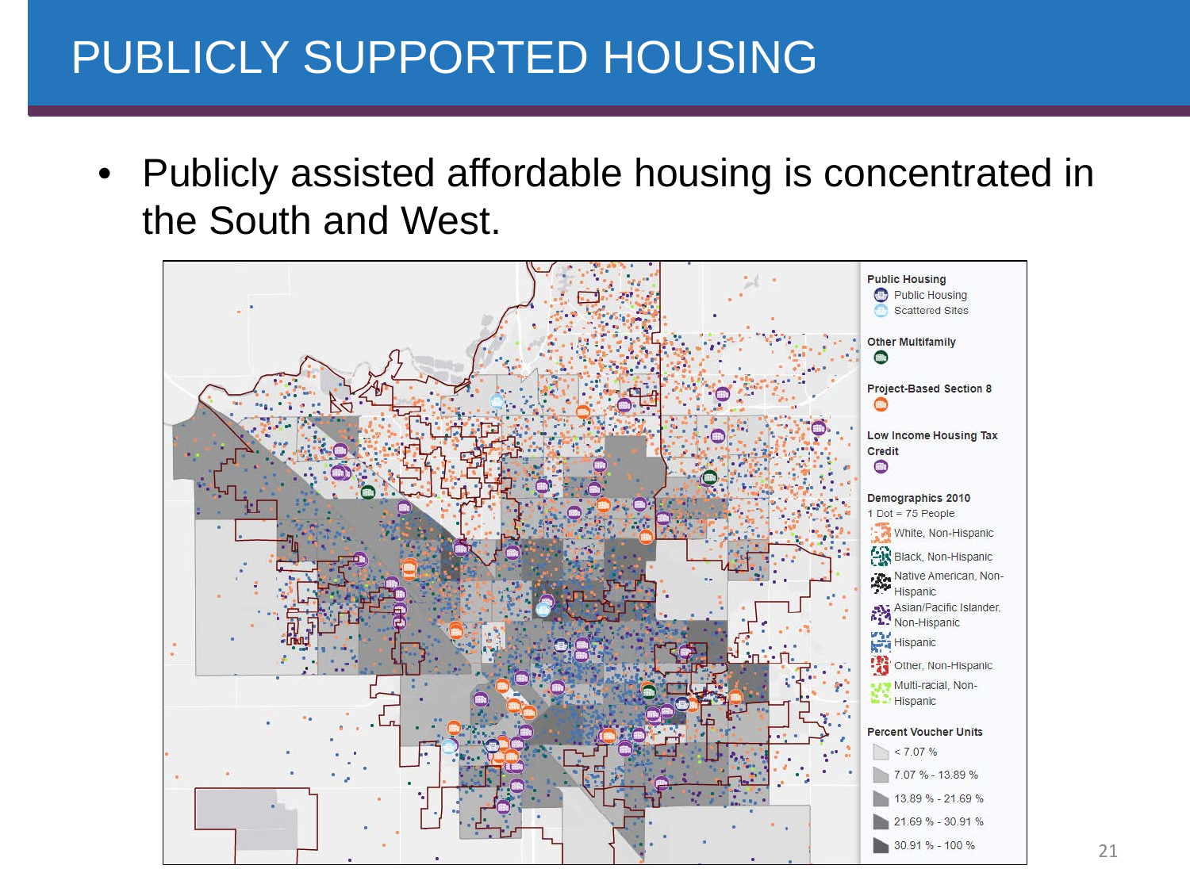# PUBLICLY SUPPORTED HOUSING

- Publicly assisted affordable housing is concentrated in the South and West.

**Public Housing**
- Public Housing
- Scattered Sites

**Other Multifamily**

**Project-Based Section 8**

**Low Income Housing Tax Credit**

**Demographics 2010**

1 Dot = 75 People
- White, Non-Hispanic
- Black, Non-Hispanic
- Native American, Non-Hispanic
- Asian/Pacific Islander, Non-Hispanic
- Hispanic
- Other, Non-Hispanic
- Multi-racial, Non-Hispanic

**Percent Voucher Units**
- < 7.07 %
- 7.07 % - 13.89 %
- 13.89 % - 21.69 %
- 21.69 % - 30.91 %
- 30.91 % - 100 %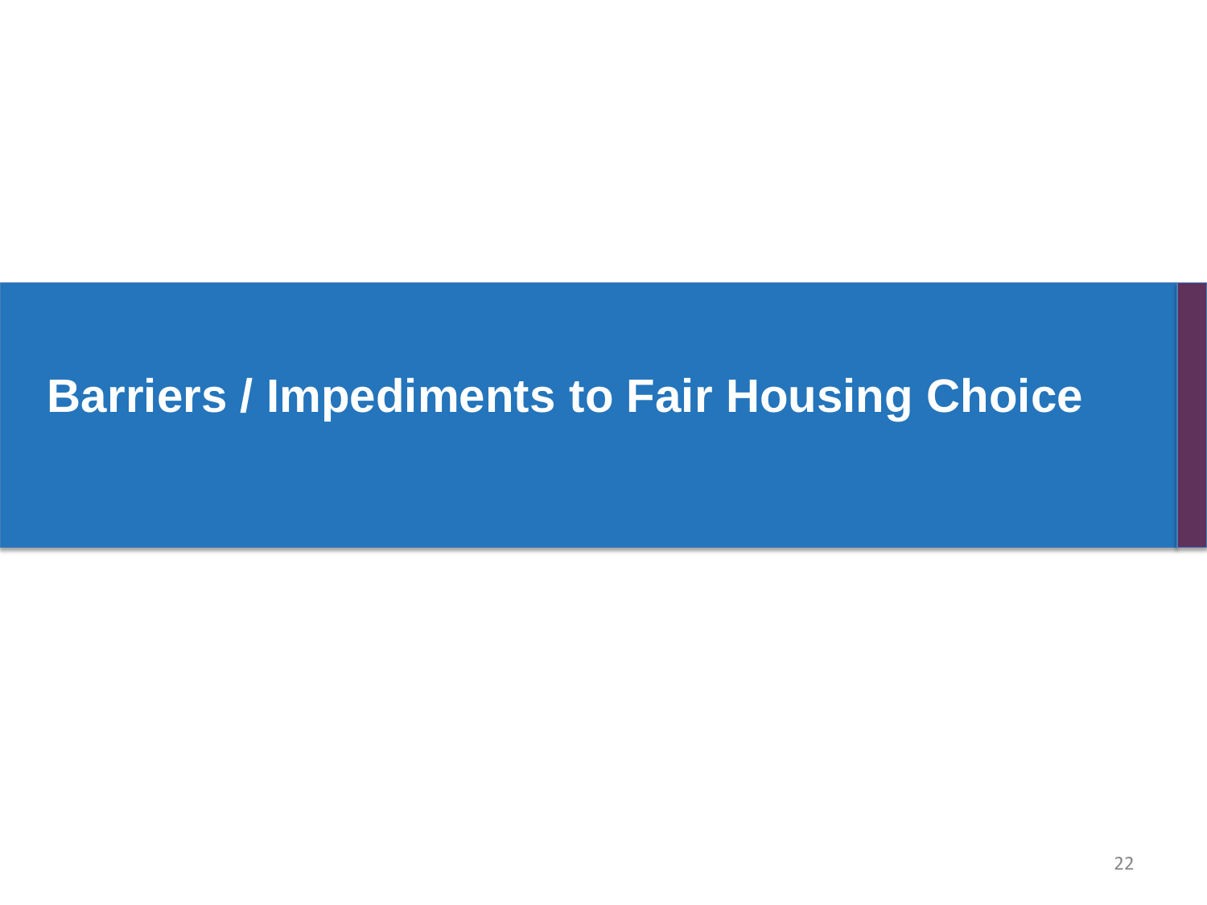# Barriers / Impediments to Fair Housing Choice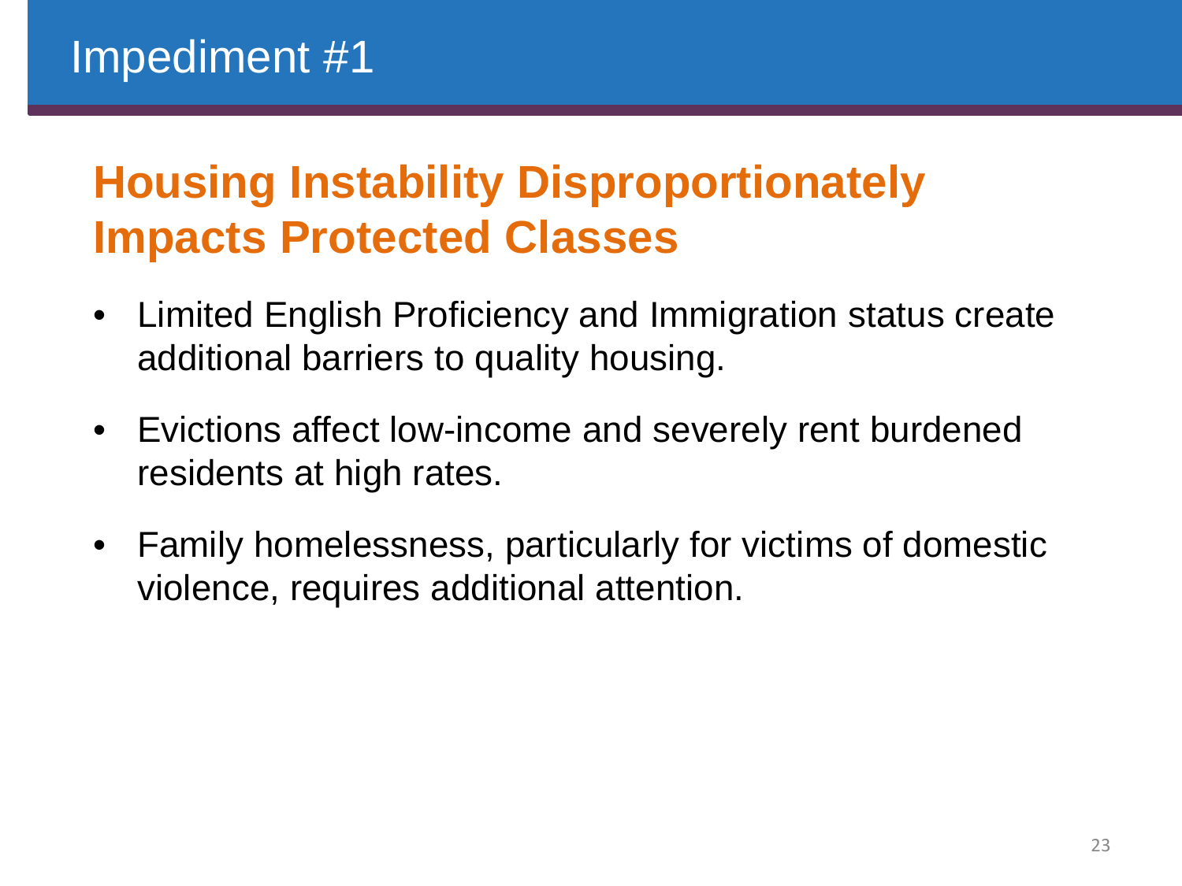# Impediment #1

## Housing Instability Disproportionately Impacts Protected Classes

- Limited English Proficiency and Immigration status create additional barriers to quality housing.
- Evictions affect low-income and severely rent burdened residents at high rates.
- Family homelessness, particularly for victims of domestic violence, requires additional attention.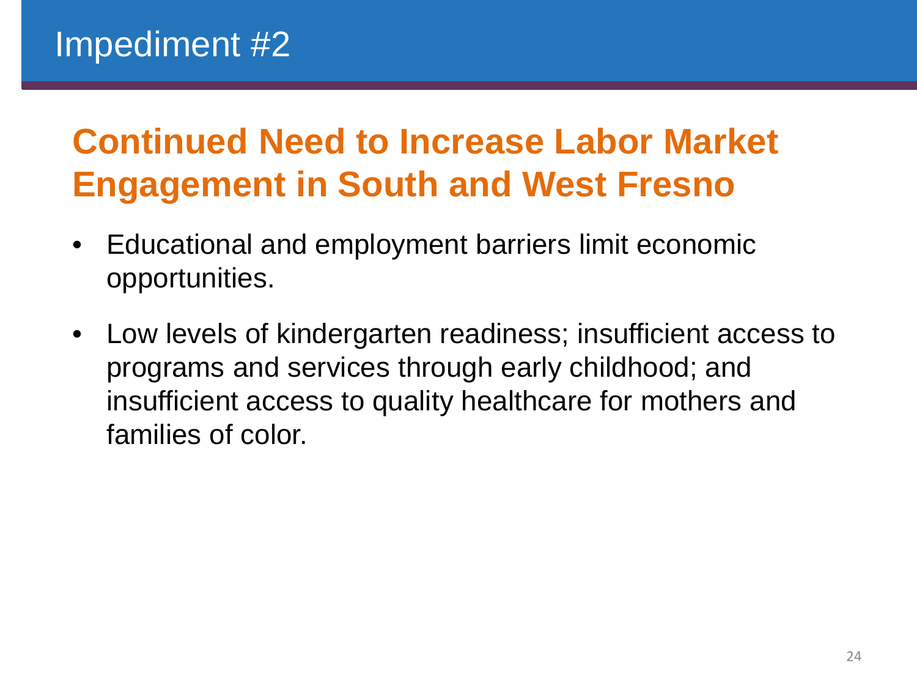# Impediment #2

## Continued Need to Increase Labor Market Engagement in South and West Fresno

- Educational and employment barriers limit economic opportunities.
- Low levels of kindergarten readiness; insufficient access to programs and services through early childhood; and insufficient access to quality healthcare for mothers and families of color.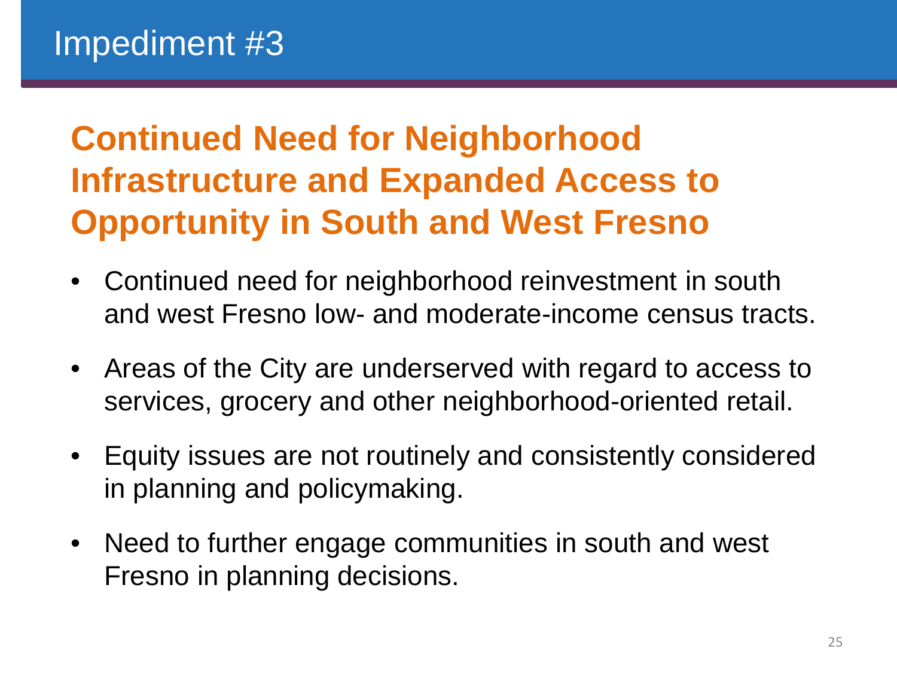# Impediment #3

## Continued Need for Neighborhood Infrastructure and Expanded Access to Opportunity in South and West Fresno

- Continued need for neighborhood reinvestment in south and west Fresno low- and moderate-income census tracts.
- Areas of the City are underserved with regard to access to services, grocery and other neighborhood-oriented retail.
- Equity issues are not routinely and consistently considered in planning and policymaking.
- Need to further engage communities in south and west Fresno in planning decisions.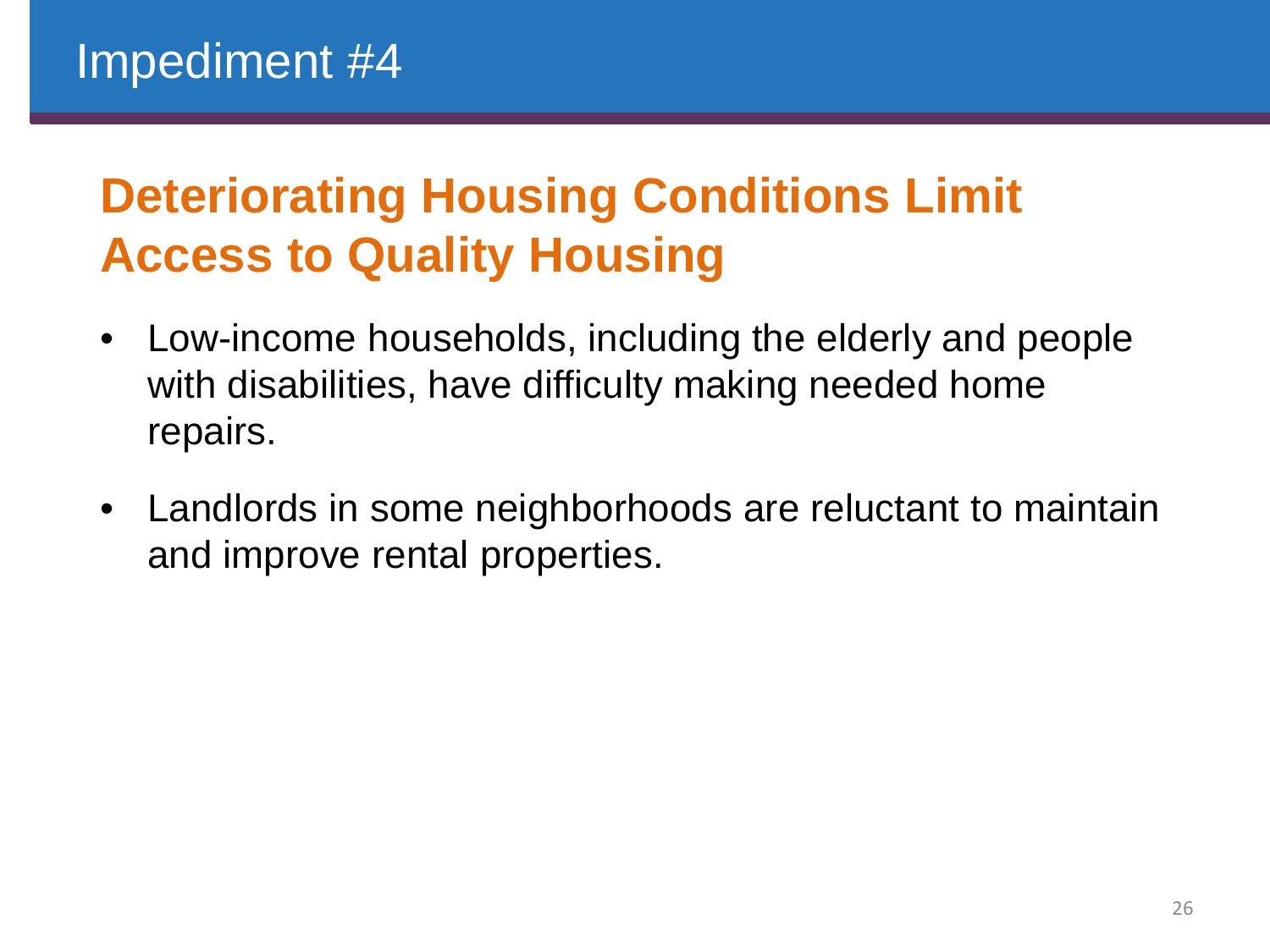# Impediment #4

## Deteriorating Housing Conditions Limit Access to Quality Housing

- Low-income households, including the elderly and people with disabilities, have difficulty making needed home repairs.
- Landlords in some neighborhoods are reluctant to maintain and improve rental properties.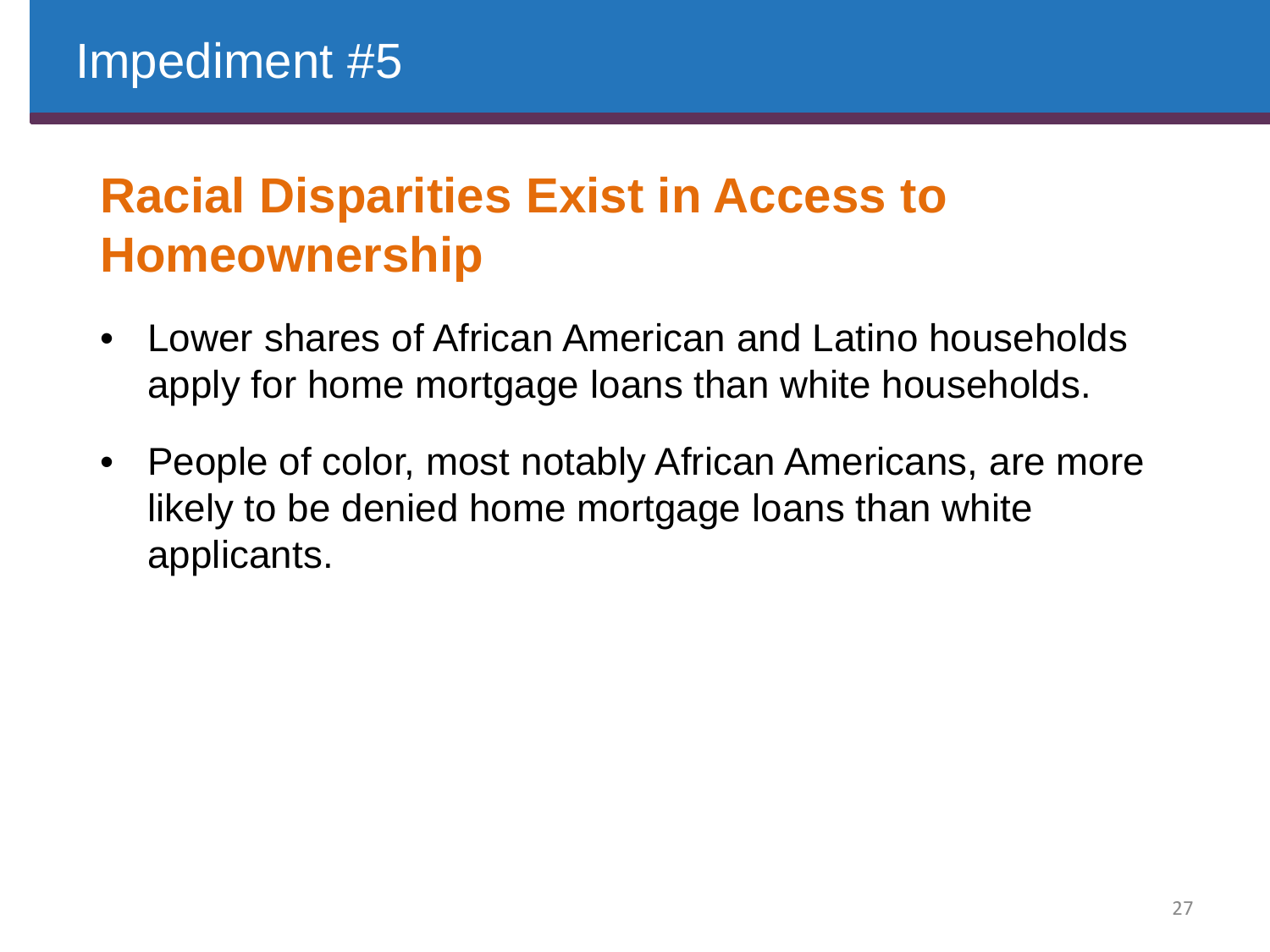# Impediment #5

## Racial Disparities Exist in Access to Homeownership

- Lower shares of African American and Latino households apply for home mortgage loans than white households.
- People of color, most notably African Americans, are more likely to be denied home mortgage loans than white applicants.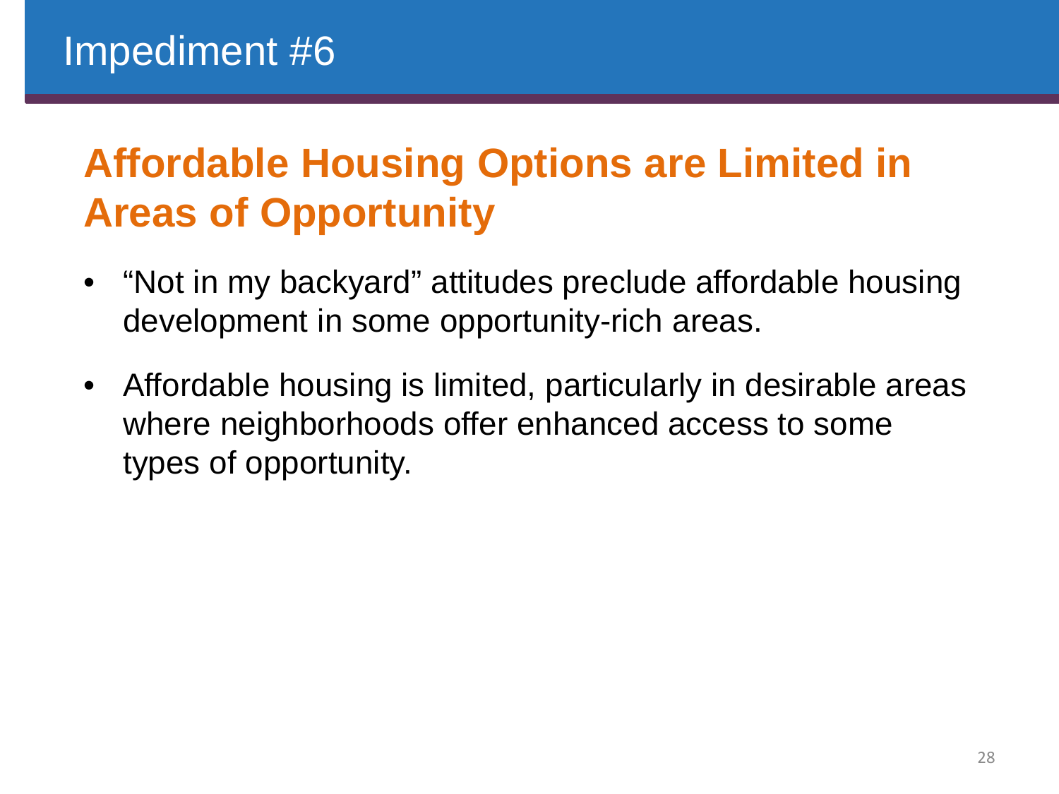# Impediment #6

## Affordable Housing Options are Limited in Areas of Opportunity

- "Not in my backyard" attitudes preclude affordable housing development in some opportunity-rich areas.
- Affordable housing is limited, particularly in desirable areas where neighborhoods offer enhanced access to some types of opportunity.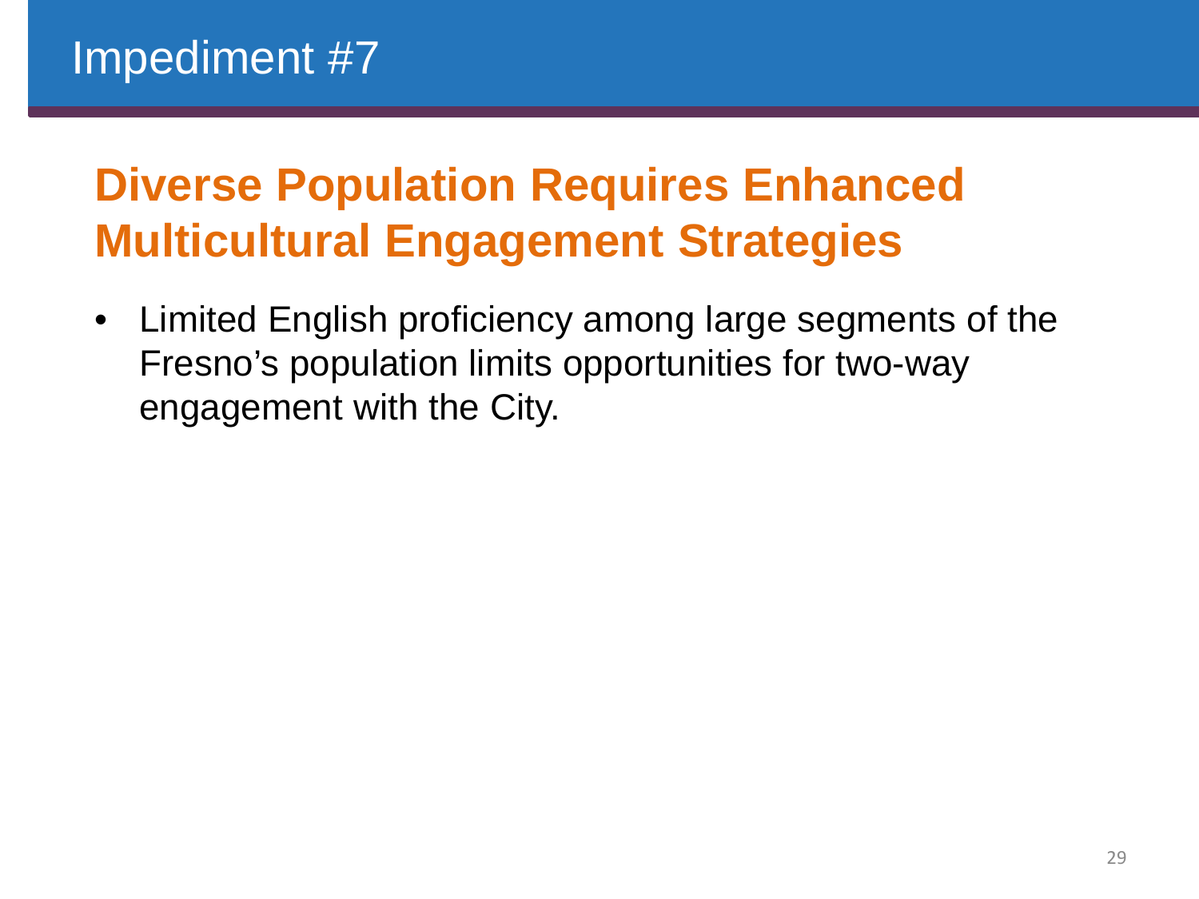# Impediment #7

## Diverse Population Requires Enhanced Multicultural Engagement Strategies

- Limited English proficiency among large segments of the Fresno's population limits opportunities for two-way engagement with the City.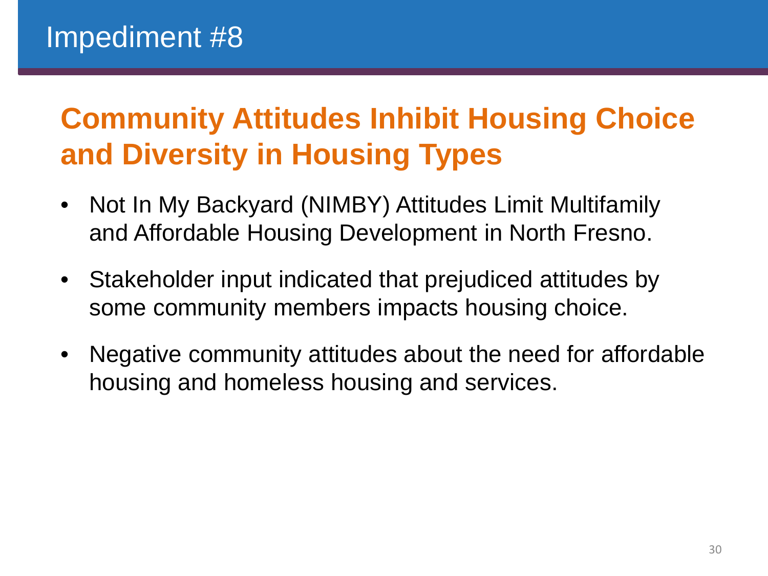# Impediment #8

## Community Attitudes Inhibit Housing Choice and Diversity in Housing Types

- Not In My Backyard (NIMBY) Attitudes Limit Multifamily and Affordable Housing Development in North Fresno.
- Stakeholder input indicated that prejudiced attitudes by some community members impacts housing choice.
- Negative community attitudes about the need for affordable housing and homeless housing and services.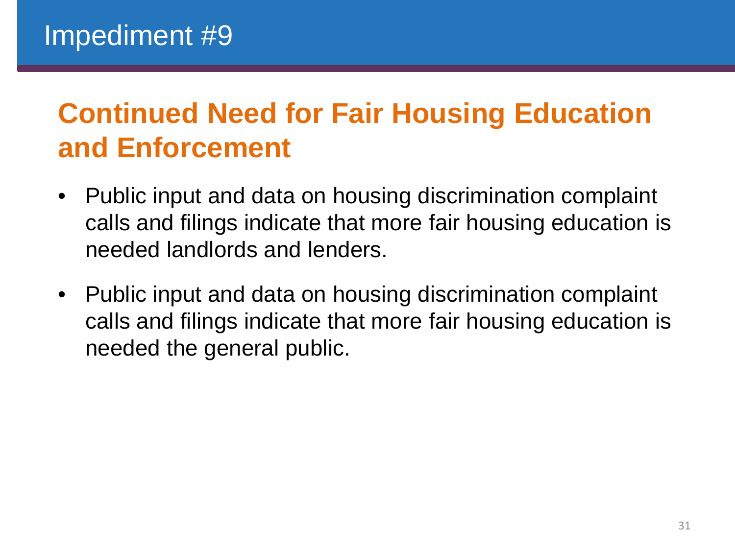# Impediment #9

## Continued Need for Fair Housing Education and Enforcement

- Public input and data on housing discrimination complaint calls and filings indicate that more fair housing education is needed landlords and lenders.
- Public input and data on housing discrimination complaint calls and filings indicate that more fair housing education is needed the general public.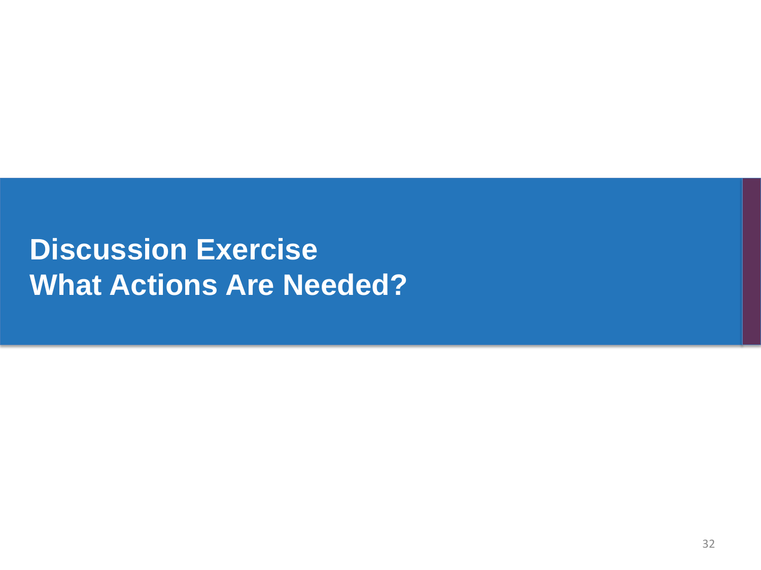# Discussion Exercise
# What Actions Are Needed?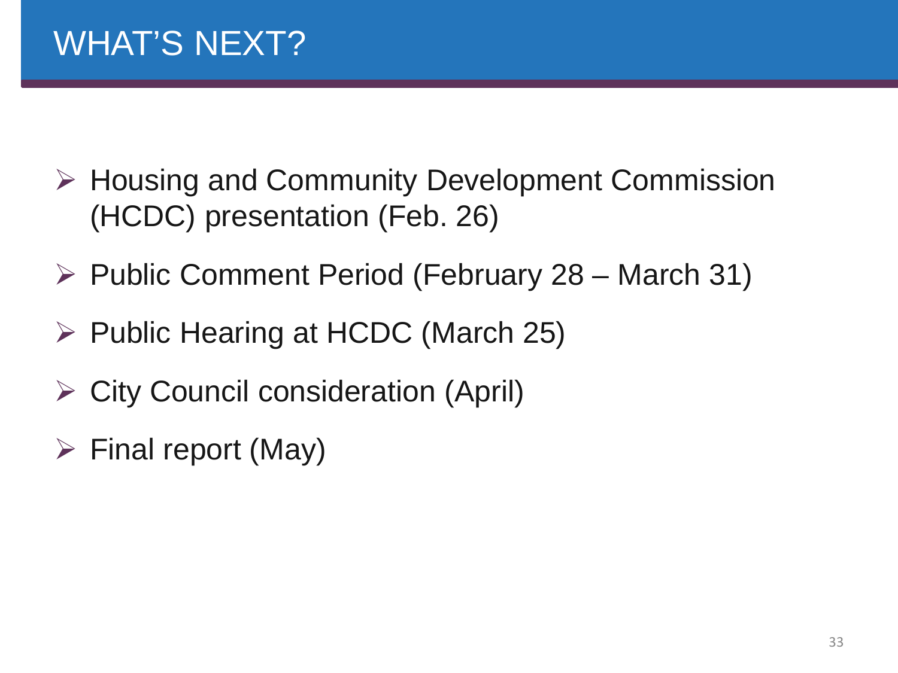# WHAT'S NEXT?

- Housing and Community Development Commission (HCDC) presentation (Feb. 26)
- Public Comment Period (February 28 – March 31)
- Public Hearing at HCDC (March 25)
- City Council consideration (April)
- Final report (May)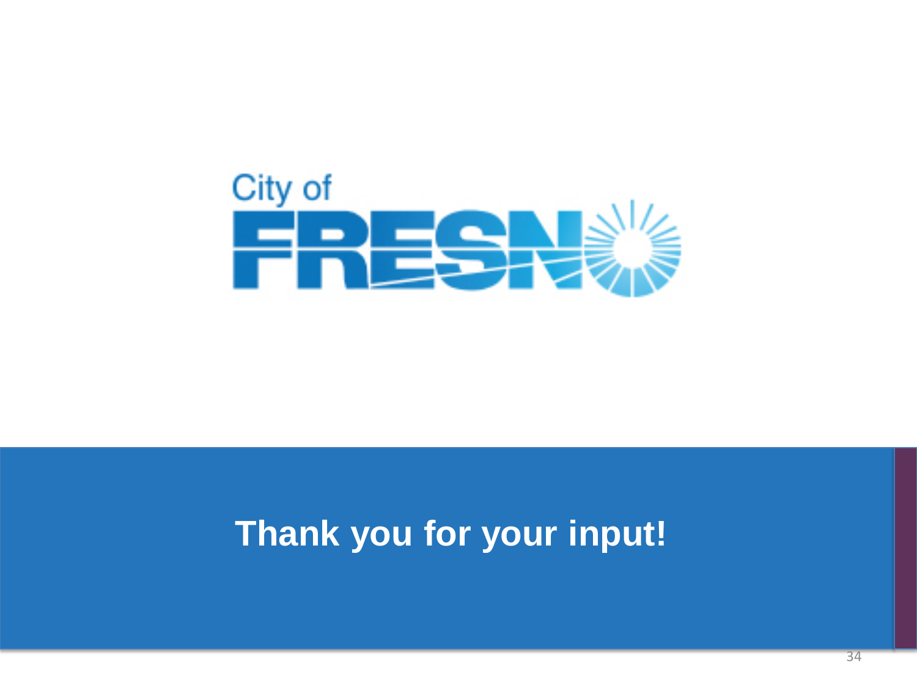City of

FRESNO

**Thank you for your input!**